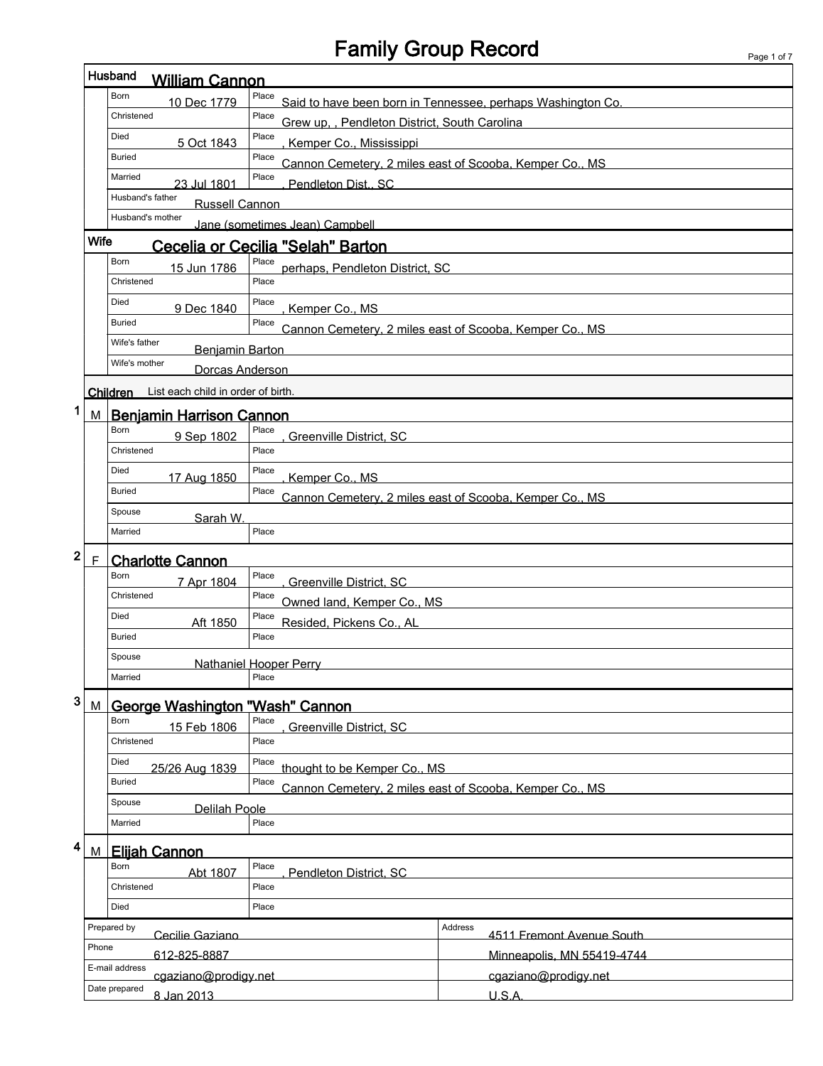# Family Group Record

## Husband: William Cannon

| Field | Date | Place |
|---|---|---|
| Born | 10 Dec 1779 | Said to have been born in Tennessee, perhaps Washington Co. |
| Christened | | Grew up, , Pendleton District, South Carolina |
| Died | 5 Oct 1843 | , Kemper Co., Mississippi |
| Buried | | Cannon Cemetery, 2 miles east of Scooba, Kemper Co., MS |
| Married | 23 Jul 1801 | , Pendleton Dist., SC |
| Husband's father | Russell Cannon | |
| Husband's mother | Jane (sometimes Jean) Campbell | |

## Wife: Cecelia or Cecilia "Selah" Barton

| Field | Date | Place |
|---|---|---|
| Born | 15 Jun 1786 | perhaps, Pendleton District, SC |
| Christened | | |
| Died | 9 Dec 1840 | , Kemper Co., MS |
| Buried | | Cannon Cemetery, 2 miles east of Scooba, Kemper Co., MS |
| Wife's father | Benjamin Barton | |
| Wife's mother | Dorcas Anderson | |

## Children

List each child in order of birth.

### 1 M Benjamin Harrison Cannon

| Field | Date | Place |
|---|---|---|
| Born | 9 Sep 1802 | , Greenville District, SC |
| Christened | | |
| Died | 17 Aug 1850 | , Kemper Co., MS |
| Buried | | Cannon Cemetery, 2 miles east of Scooba, Kemper Co., MS |
| Spouse | Sarah W. | |
| Married | | |

### 2 F Charlotte Cannon

| Field | Date | Place |
|---|---|---|
| Born | 7 Apr 1804 | , Greenville District, SC |
| Christened | | Owned land, Kemper Co., MS |
| Died | Aft 1850 | Resided, Pickens Co., AL |
| Buried | | |
| Spouse | Nathaniel Hooper Perry | |
| Married | | |

### 3 M George Washington "Wash" Cannon

| Field | Date | Place |
|---|---|---|
| Born | 15 Feb 1806 | , Greenville District, SC |
| Christened | | |
| Died | 25/26 Aug 1839 | thought to be Kemper Co., MS |
| Buried | | Cannon Cemetery, 2 miles east of Scooba, Kemper Co., MS |
| Spouse | Delilah Poole | |
| Married | | |

### 4 M Elijah Cannon

| Field | Date | Place |
|---|---|---|
| Born | Abt 1807 | , Pendleton District, SC |
| Christened | | |
| Died | | |

| | | | |
|---|---|---|---|
| Prepared by | Cecilie Gaziano | Address | 4511 Fremont Avenue South |
| Phone | 612-825-8887 | | Minneapolis, MN 55419-4744 |
| E-mail address | cgaziano@prodigy.net | | cgaziano@prodigy.net |
| Date prepared | 8 Jan 2013 | | U.S.A. |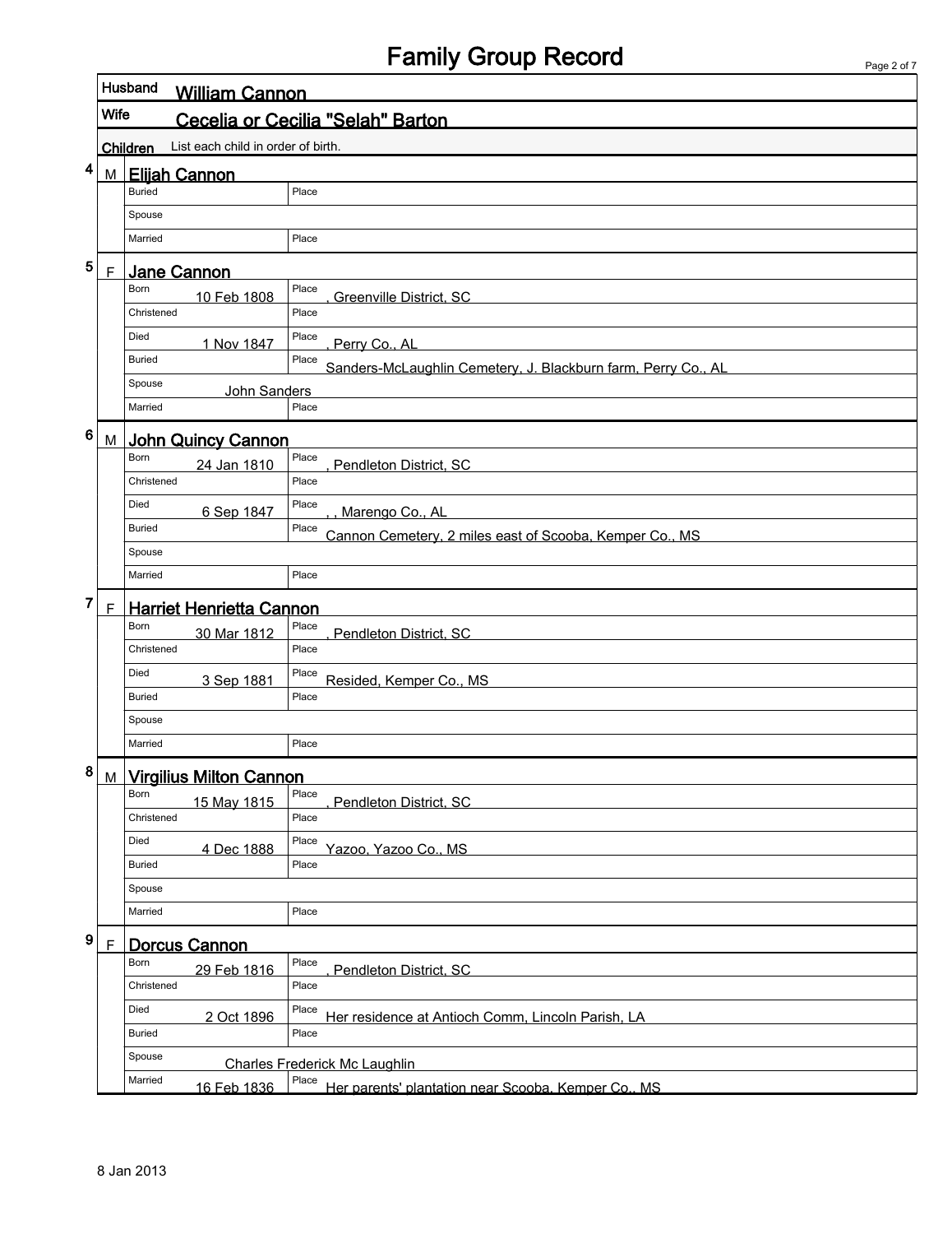# Family Group Record

| | |
|---|---|
| **Husband** | **William Cannon** |
| **Wife** | **Cecelia or Cecilia "Selah" Barton** |

**Children** List each child in order of birth.

## 4 M Elijah Cannon

| | | |
|---|---|---|
| Buried | | Place |
| Spouse | | |
| Married | | Place |

## 5 F Jane Cannon

| | | |
|---|---|---|
| Born | 10 Feb 1808 | Place , Greenville District, SC |
| Christened | | Place |
| Died | 1 Nov 1847 | Place , Perry Co., AL |
| Buried | | Place Sanders-McLaughlin Cemetery, J. Blackburn farm, Perry Co., AL |
| Spouse | John Sanders | |
| Married | | Place |

## 6 M John Quincy Cannon

| | | |
|---|---|---|
| Born | 24 Jan 1810 | Place , Pendleton District, SC |
| Christened | | Place |
| Died | 6 Sep 1847 | Place , , Marengo Co., AL |
| Buried | | Place Cannon Cemetery, 2 miles east of Scooba, Kemper Co., MS |
| Spouse | | |
| Married | | Place |

## 7 F Harriet Henrietta Cannon

| | | |
|---|---|---|
| Born | 30 Mar 1812 | Place , Pendleton District, SC |
| Christened | | Place |
| Died | 3 Sep 1881 | Place Resided, Kemper Co., MS |
| Buried | | Place |
| Spouse | | |
| Married | | Place |

## 8 M Virgilius Milton Cannon

| | | |
|---|---|---|
| Born | 15 May 1815 | Place , Pendleton District, SC |
| Christened | | Place |
| Died | 4 Dec 1888 | Place Yazoo, Yazoo Co., MS |
| Buried | | Place |
| Spouse | | |
| Married | | Place |

## 9 F Dorcus Cannon

| | | |
|---|---|---|
| Born | 29 Feb 1816 | Place , Pendleton District, SC |
| Christened | | Place |
| Died | 2 Oct 1896 | Place Her residence at Antioch Comm, Lincoln Parish, LA |
| Buried | | Place |
| Spouse | Charles Frederick Mc Laughlin | |
| Married | 16 Feb 1836 | Place Her parents' plantation near Scooba, Kemper Co., MS |

8 Jan 2013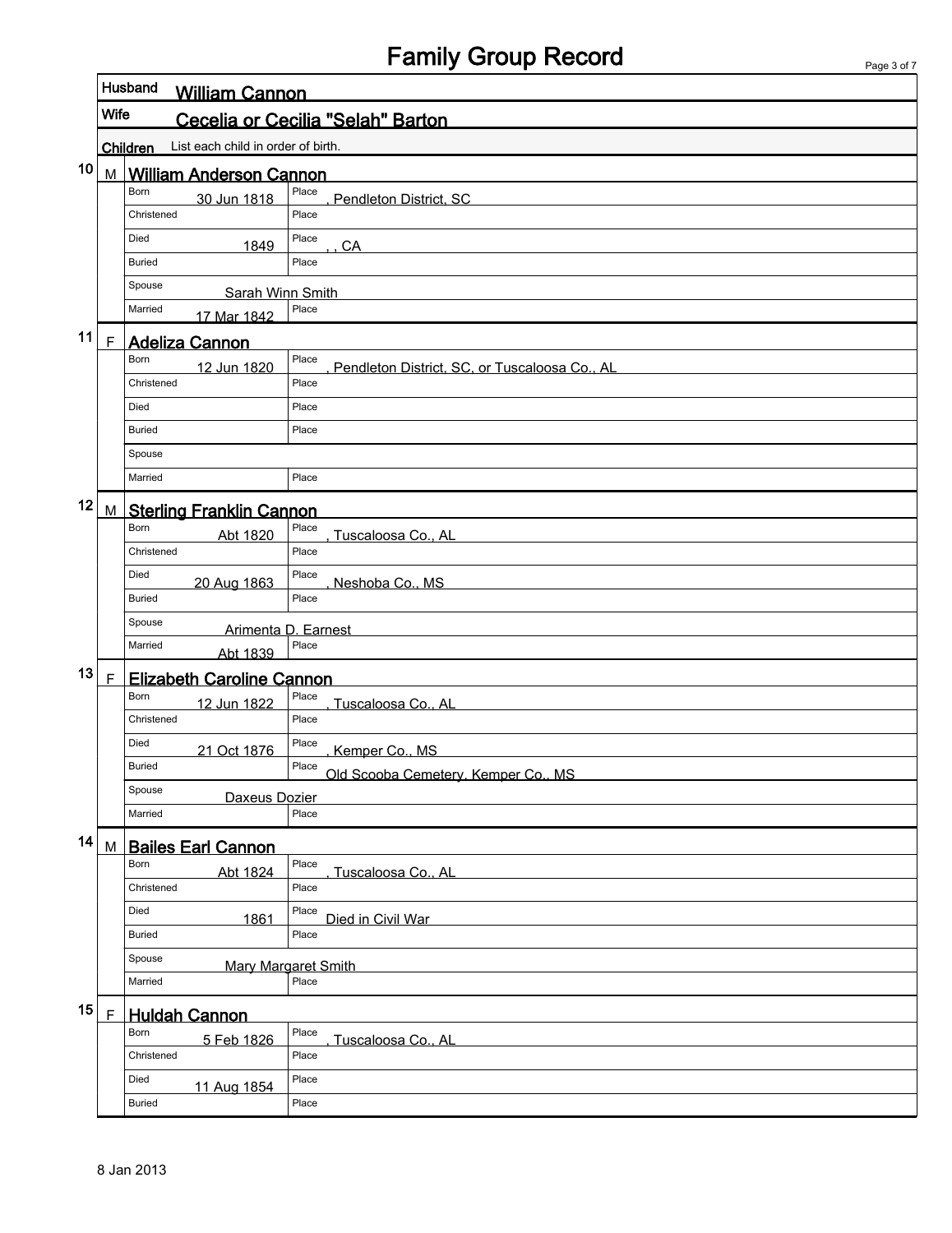# Family Group Record

**Husband** William Cannon

**Wife** Cecelia or Cecilia "Selah" Barton

**Children** List each child in order of birth.

## 10 M William Anderson Cannon

| | | |
|---|---|---|
| Born | 30 Jun 1818 | Place , Pendleton District, SC |
| Christened | | Place |
| Died | 1849 | Place , , CA |
| Buried | | Place |
| Spouse | Sarah Winn Smith | |
| Married | 17 Mar 1842 | Place |

## 11 F Adeliza Cannon

| | | |
|---|---|---|
| Born | 12 Jun 1820 | Place , Pendleton District, SC, or Tuscaloosa Co., AL |
| Christened | | Place |
| Died | | Place |
| Buried | | Place |
| Spouse | | |
| Married | | Place |

## 12 M Sterling Franklin Cannon

| | | |
|---|---|---|
| Born | Abt 1820 | Place , Tuscaloosa Co., AL |
| Christened | | Place |
| Died | 20 Aug 1863 | Place , Neshoba Co., MS |
| Buried | | Place |
| Spouse | Arimenta D. Earnest | |
| Married | Abt 1839 | Place |

## 13 F Elizabeth Caroline Cannon

| | | |
|---|---|---|
| Born | 12 Jun 1822 | Place , Tuscaloosa Co., AL |
| Christened | | Place |
| Died | 21 Oct 1876 | Place , Kemper Co., MS |
| Buried | | Place Old Scooba Cemetery, Kemper Co., MS |
| Spouse | Daxeus Dozier | |
| Married | | Place |

## 14 M Bailes Earl Cannon

| | | |
|---|---|---|
| Born | Abt 1824 | Place , Tuscaloosa Co., AL |
| Christened | | Place |
| Died | 1861 | Place Died in Civil War |
| Buried | | Place |
| Spouse | Mary Margaret Smith | |
| Married | | Place |

## 15 F Huldah Cannon

| | | |
|---|---|---|
| Born | 5 Feb 1826 | Place , Tuscaloosa Co., AL |
| Christened | | Place |
| Died | 11 Aug 1854 | Place |
| Buried | | Place |

8 Jan 2013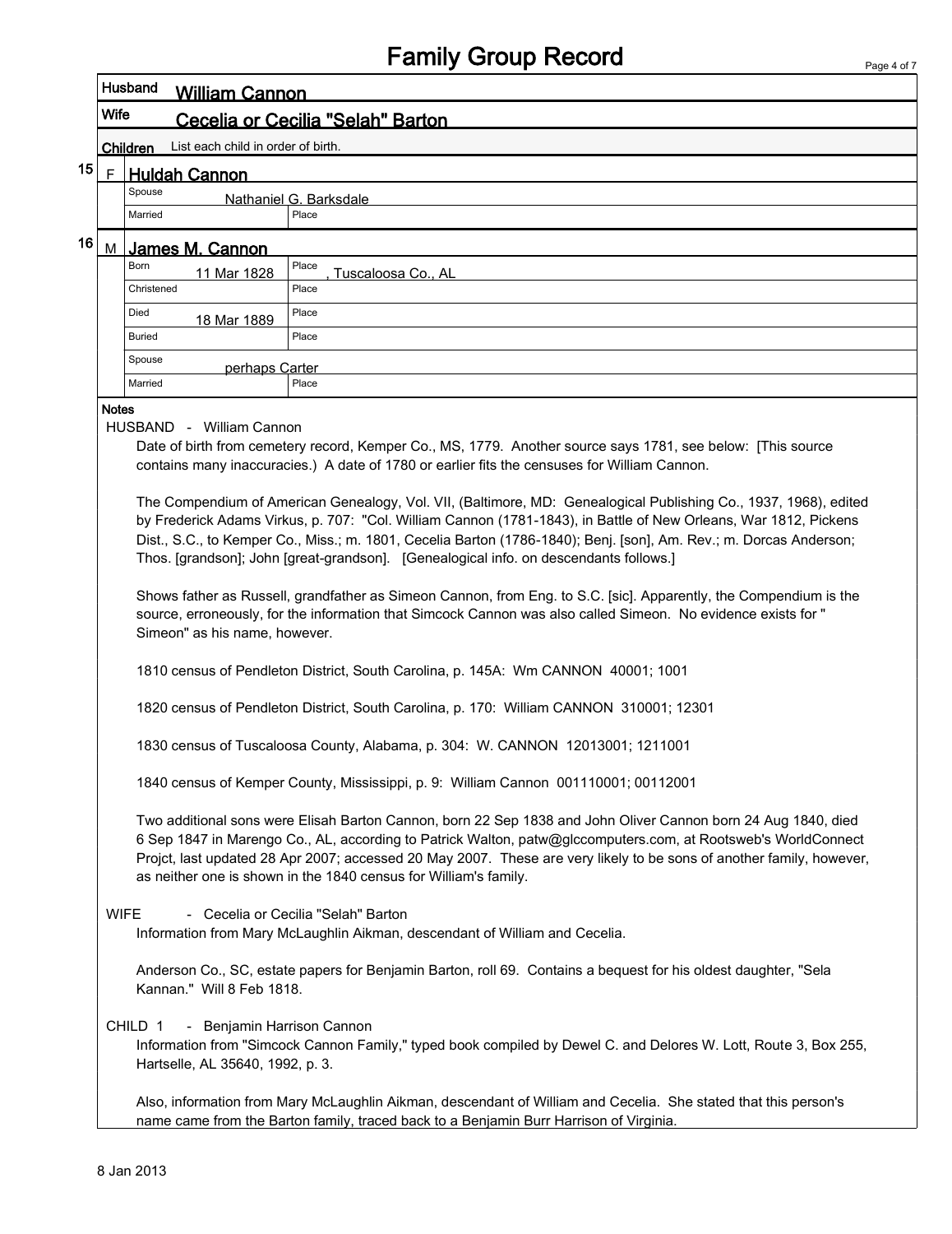# Family Group Record

| | |
|---|---|
| **Husband** | **William Cannon** |
| **Wife** | **Cecelia or Cecilia "Selah" Barton** |

**Children** List each child in order of birth.

**15** F **Huldah Cannon**

| | | | |
|---|---|---|---|
| Spouse | Nathaniel G. Barksdale | | |
| Married | | Place | |

**16** M **James M. Cannon**

| | | | |
|---|---|---|---|
| Born | 11 Mar 1828 | Place | , Tuscaloosa Co., AL |
| Christened | | Place | |
| Died | 18 Mar 1889 | Place | |
| Buried | | Place | |
| Spouse | perhaps Carter | | |
| Married | | Place | |

**Notes**

HUSBAND - William Cannon

Date of birth from cemetery record, Kemper Co., MS, 1779. Another source says 1781, see below: [This source contains many inaccuracies.) A date of 1780 or earlier fits the censuses for William Cannon.

The Compendium of American Genealogy, Vol. VII, (Baltimore, MD: Genealogical Publishing Co., 1937, 1968), edited by Frederick Adams Virkus, p. 707: "Col. William Cannon (1781-1843), in Battle of New Orleans, War 1812, Pickens Dist., S.C., to Kemper Co., Miss.; m. 1801, Cecelia Barton (1786-1840); Benj. [son], Am. Rev.; m. Dorcas Anderson; Thos. [grandson]; John [great-grandson]. [Genealogical info. on descendants follows.]

Shows father as Russell, grandfather as Simeon Cannon, from Eng. to S.C. [sic]. Apparently, the Compendium is the source, erroneously, for the information that Simcock Cannon was also called Simeon. No evidence exists for " Simeon" as his name, however.

1810 census of Pendleton District, South Carolina, p. 145A: Wm CANNON 40001; 1001

1820 census of Pendleton District, South Carolina, p. 170: William CANNON 310001; 12301

1830 census of Tuscaloosa County, Alabama, p. 304: W. CANNON 12013001; 1211001

1840 census of Kemper County, Mississippi, p. 9: William Cannon 001110001; 00112001

Two additional sons were Elisah Barton Cannon, born 22 Sep 1838 and John Oliver Cannon born 24 Aug 1840, died 6 Sep 1847 in Marengo Co., AL, according to Patrick Walton, patw@glccomputers.com, at Rootsweb's WorldConnect Projct, last updated 28 Apr 2007; accessed 20 May 2007. These are very likely to be sons of another family, however, as neither one is shown in the 1840 census for William's family.

WIFE - Cecelia or Cecilia "Selah" Barton

Information from Mary McLaughlin Aikman, descendant of William and Cecelia.

Anderson Co., SC, estate papers for Benjamin Barton, roll 69. Contains a bequest for his oldest daughter, "Sela Kannan." Will 8 Feb 1818.

CHILD 1 - Benjamin Harrison Cannon

Information from "Simcock Cannon Family," typed book compiled by Dewel C. and Delores W. Lott, Route 3, Box 255, Hartselle, AL 35640, 1992, p. 3.

Also, information from Mary McLaughlin Aikman, descendant of William and Cecelia. She stated that this person's name came from the Barton family, traced back to a Benjamin Burr Harrison of Virginia.

8 Jan 2013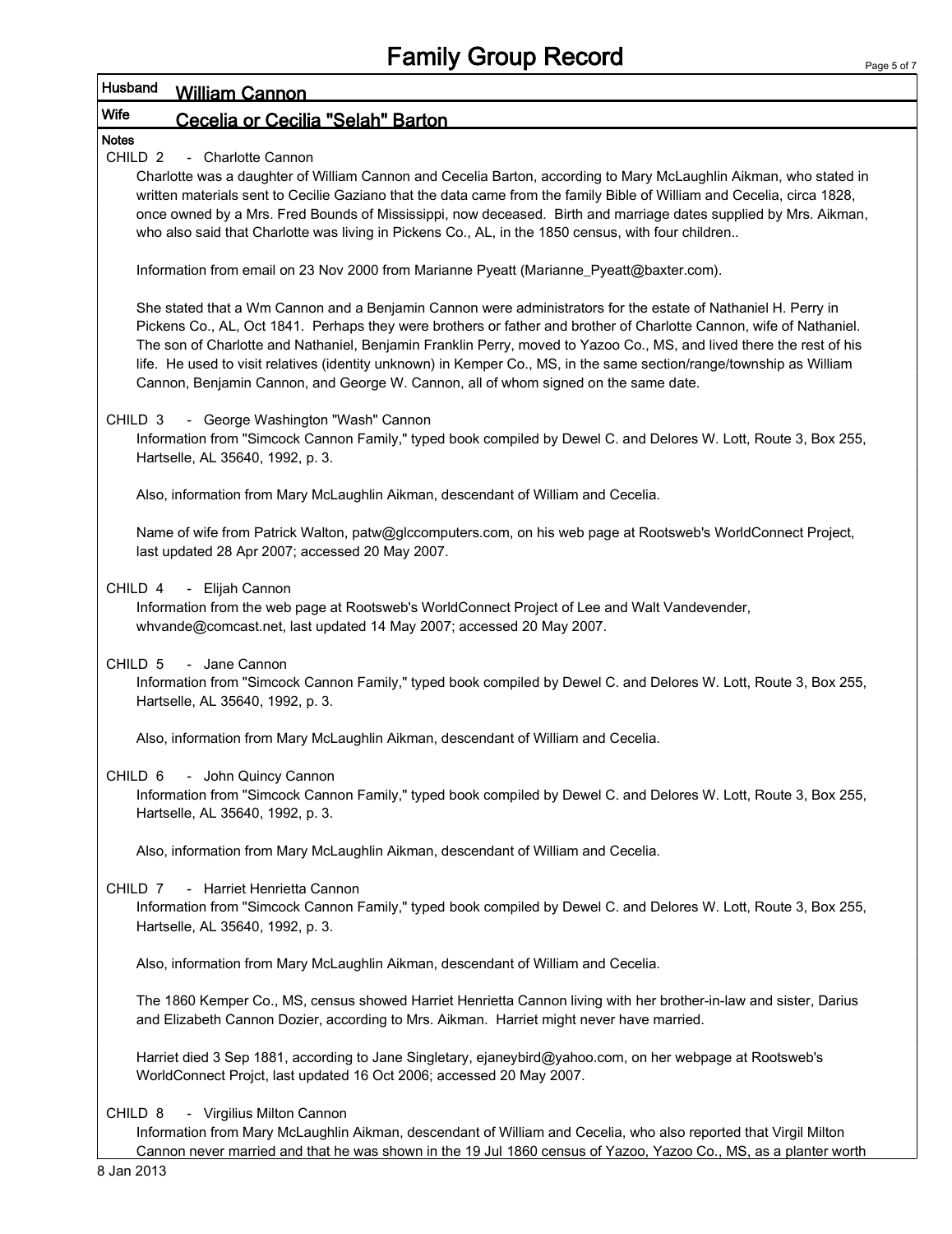# Family Group Record

**Husband** William Cannon

**Wife** Cecelia or Cecilia "Selah" Barton

**Notes**

CHILD 2 - Charlotte Cannon

Charlotte was a daughter of William Cannon and Cecelia Barton, according to Mary McLaughlin Aikman, who stated in written materials sent to Cecilie Gaziano that the data came from the family Bible of William and Cecelia, circa 1828, once owned by a Mrs. Fred Bounds of Mississippi, now deceased. Birth and marriage dates supplied by Mrs. Aikman, who also said that Charlotte was living in Pickens Co., AL, in the 1850 census, with four children..

Information from email on 23 Nov 2000 from Marianne Pyeatt (Marianne_Pyeatt@baxter.com).

She stated that a Wm Cannon and a Benjamin Cannon were administrators for the estate of Nathaniel H. Perry in Pickens Co., AL, Oct 1841. Perhaps they were brothers or father and brother of Charlotte Cannon, wife of Nathaniel. The son of Charlotte and Nathaniel, Benjamin Franklin Perry, moved to Yazoo Co., MS, and lived there the rest of his life. He used to visit relatives (identity unknown) in Kemper Co., MS, in the same section/range/township as William Cannon, Benjamin Cannon, and George W. Cannon, all of whom signed on the same date.

CHILD 3 - George Washington "Wash" Cannon

Information from "Simcock Cannon Family," typed book compiled by Dewel C. and Delores W. Lott, Route 3, Box 255, Hartselle, AL 35640, 1992, p. 3.

Also, information from Mary McLaughlin Aikman, descendant of William and Cecelia.

Name of wife from Patrick Walton, patw@glccomputers.com, on his web page at Rootsweb's WorldConnect Project, last updated 28 Apr 2007; accessed 20 May 2007.

CHILD 4 - Elijah Cannon

Information from the web page at Rootsweb's WorldConnect Project of Lee and Walt Vandevender, whvande@comcast.net, last updated 14 May 2007; accessed 20 May 2007.

CHILD 5 - Jane Cannon

Information from "Simcock Cannon Family," typed book compiled by Dewel C. and Delores W. Lott, Route 3, Box 255, Hartselle, AL 35640, 1992, p. 3.

Also, information from Mary McLaughlin Aikman, descendant of William and Cecelia.

CHILD 6 - John Quincy Cannon

Information from "Simcock Cannon Family," typed book compiled by Dewel C. and Delores W. Lott, Route 3, Box 255, Hartselle, AL 35640, 1992, p. 3.

Also, information from Mary McLaughlin Aikman, descendant of William and Cecelia.

CHILD 7 - Harriet Henrietta Cannon

Information from "Simcock Cannon Family," typed book compiled by Dewel C. and Delores W. Lott, Route 3, Box 255, Hartselle, AL 35640, 1992, p. 3.

Also, information from Mary McLaughlin Aikman, descendant of William and Cecelia.

The 1860 Kemper Co., MS, census showed Harriet Henrietta Cannon living with her brother-in-law and sister, Darius and Elizabeth Cannon Dozier, according to Mrs. Aikman. Harriet might never have married.

Harriet died 3 Sep 1881, according to Jane Singletary, ejaneybird@yahoo.com, on her webpage at Rootsweb's WorldConnect Projct, last updated 16 Oct 2006; accessed 20 May 2007.

CHILD 8 - Virgilius Milton Cannon

Information from Mary McLaughlin Aikman, descendant of William and Cecelia, who also reported that Virgil Milton Cannon never married and that he was shown in the 19 Jul 1860 census of Yazoo, Yazoo Co., MS, as a planter worth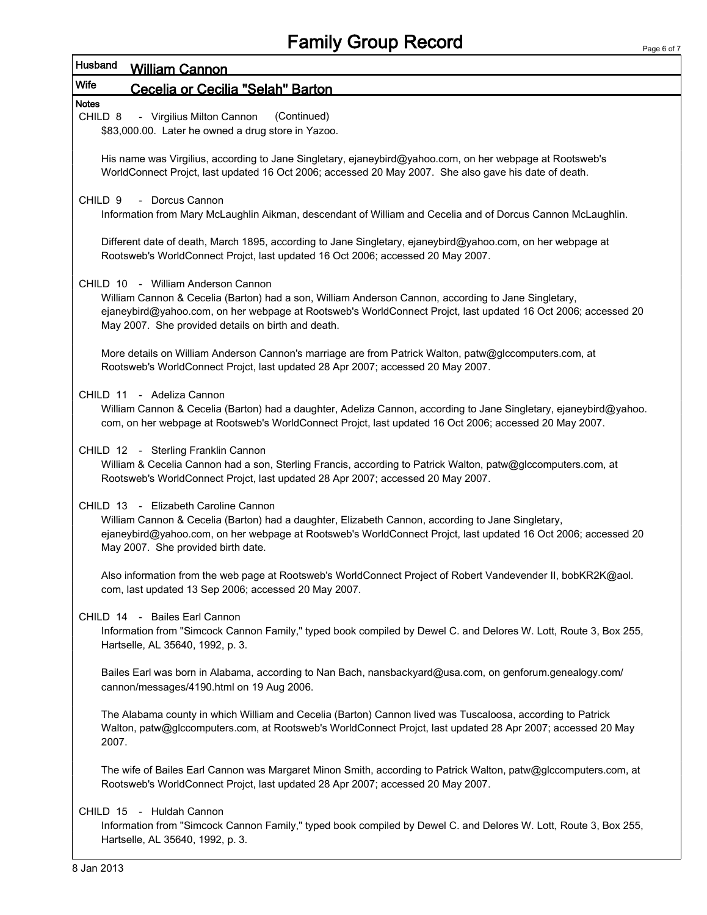# Family Group Record

**Husband** William Cannon

**Wife** Cecelia or Cecilia "Selah" Barton

**Notes**

CHILD 8 - Virgilius Milton Cannon (Continued)

$83,000.00. Later he owned a drug store in Yazoo.

His name was Virgilius, according to Jane Singletary, ejaneybird@yahoo.com, on her webpage at Rootsweb's WorldConnect Projct, last updated 16 Oct 2006; accessed 20 May 2007. She also gave his date of death.

CHILD 9 - Dorcus Cannon

Information from Mary McLaughlin Aikman, descendant of William and Cecelia and of Dorcus Cannon McLaughlin.

Different date of death, March 1895, according to Jane Singletary, ejaneybird@yahoo.com, on her webpage at Rootsweb's WorldConnect Projct, last updated 16 Oct 2006; accessed 20 May 2007.

CHILD 10 - William Anderson Cannon

William Cannon & Cecelia (Barton) had a son, William Anderson Cannon, according to Jane Singletary, ejaneybird@yahoo.com, on her webpage at Rootsweb's WorldConnect Projct, last updated 16 Oct 2006; accessed 20 May 2007. She provided details on birth and death.

More details on William Anderson Cannon's marriage are from Patrick Walton, patw@glccomputers.com, at Rootsweb's WorldConnect Projct, last updated 28 Apr 2007; accessed 20 May 2007.

CHILD 11 - Adeliza Cannon

William Cannon & Cecelia (Barton) had a daughter, Adeliza Cannon, according to Jane Singletary, ejaneybird@yahoo.com, on her webpage at Rootsweb's WorldConnect Projct, last updated 16 Oct 2006; accessed 20 May 2007.

CHILD 12 - Sterling Franklin Cannon

William & Cecelia Cannon had a son, Sterling Francis, according to Patrick Walton, patw@glccomputers.com, at Rootsweb's WorldConnect Projct, last updated 28 Apr 2007; accessed 20 May 2007.

CHILD 13 - Elizabeth Caroline Cannon

William Cannon & Cecelia (Barton) had a daughter, Elizabeth Cannon, according to Jane Singletary, ejaneybird@yahoo.com, on her webpage at Rootsweb's WorldConnect Projct, last updated 16 Oct 2006; accessed 20 May 2007. She provided birth date.

Also information from the web page at Rootsweb's WorldConnect Project of Robert Vandevender II, bobKR2K@aol.com, last updated 13 Sep 2006; accessed 20 May 2007.

CHILD 14 - Bailes Earl Cannon

Information from "Simcock Cannon Family," typed book compiled by Dewel C. and Delores W. Lott, Route 3, Box 255, Hartselle, AL 35640, 1992, p. 3.

Bailes Earl was born in Alabama, according to Nan Bach, nansbackyard@usa.com, on genforum.genealogy.com/cannon/messages/4190.html on 19 Aug 2006.

The Alabama county in which William and Cecelia (Barton) Cannon lived was Tuscaloosa, according to Patrick Walton, patw@glccomputers.com, at Rootsweb's WorldConnect Projct, last updated 28 Apr 2007; accessed 20 May 2007.

The wife of Bailes Earl Cannon was Margaret Minon Smith, according to Patrick Walton, patw@glccomputers.com, at Rootsweb's WorldConnect Projct, last updated 28 Apr 2007; accessed 20 May 2007.

CHILD 15 - Huldah Cannon

Information from "Simcock Cannon Family," typed book compiled by Dewel C. and Delores W. Lott, Route 3, Box 255, Hartselle, AL 35640, 1992, p. 3.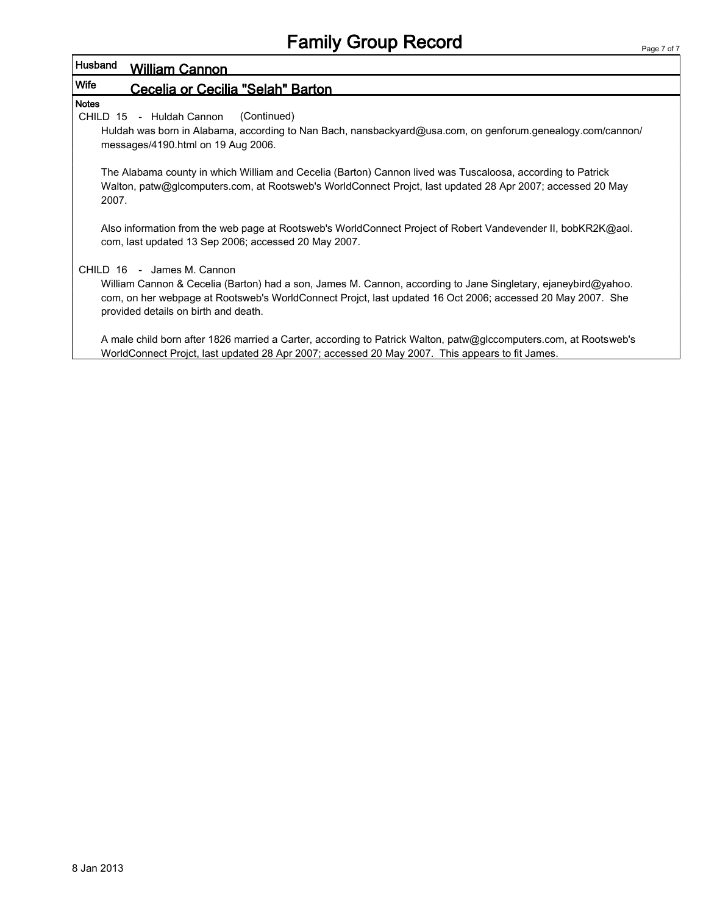# Family Group Record

**Husband** William Cannon

**Wife** Cecelia or Cecilia "Selah" Barton

**Notes**

CHILD 15 - Huldah Cannon (Continued)

Huldah was born in Alabama, according to Nan Bach, nansbackyard@usa.com, on genforum.genealogy.com/cannon/messages/4190.html on 19 Aug 2006.

The Alabama county in which William and Cecelia (Barton) Cannon lived was Tuscaloosa, according to Patrick Walton, patw@glcomputers.com, at Rootsweb's WorldConnect Projct, last updated 28 Apr 2007; accessed 20 May 2007.

Also information from the web page at Rootsweb's WorldConnect Project of Robert Vandevender II, bobKR2K@aol.com, last updated 13 Sep 2006; accessed 20 May 2007.

CHILD 16 - James M. Cannon

William Cannon & Cecelia (Barton) had a son, James M. Cannon, according to Jane Singletary, ejaneybird@yahoo.com, on her webpage at Rootsweb's WorldConnect Projct, last updated 16 Oct 2006; accessed 20 May 2007. She provided details on birth and death.

A male child born after 1826 married a Carter, according to Patrick Walton, patw@glccomputers.com, at Rootsweb's WorldConnect Projct, last updated 28 Apr 2007; accessed 20 May 2007. This appears to fit James.

8 Jan 2013